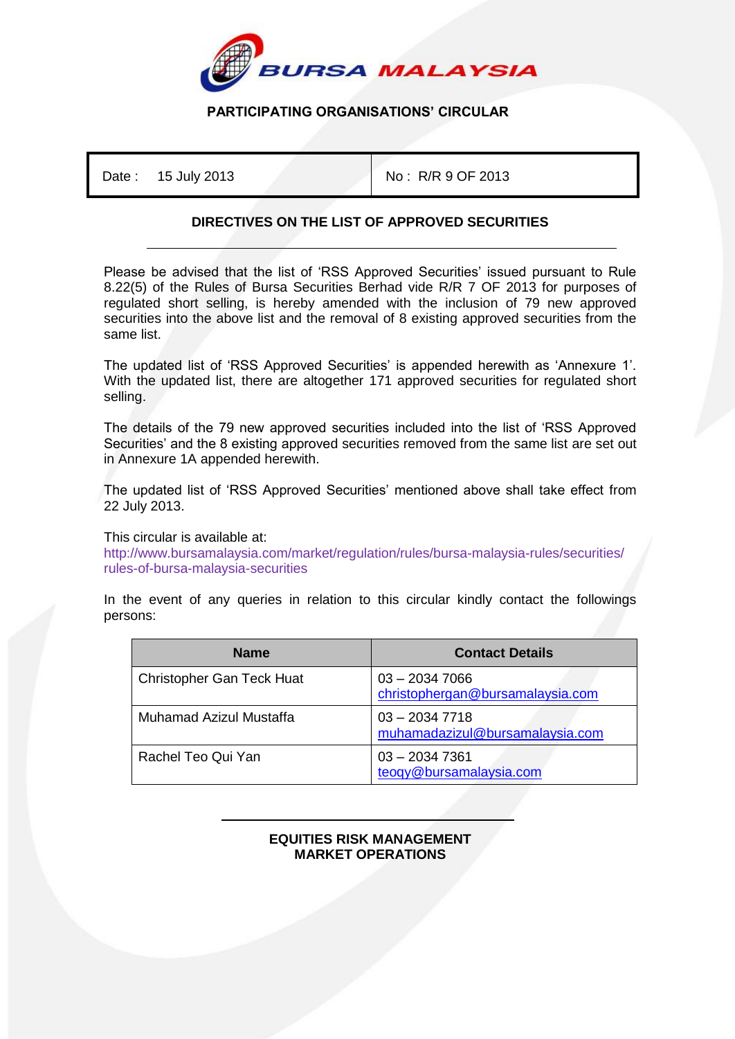## PARTICIPATING ORGANISATIONS' CIRCULAR

| Date : 15 July 2013 | No : R/R 9 OF 2013 |
|---|---|

### DIRECTIVES ON THE LIST OF APPROVED SECURITIES

Please be advised that the list of 'RSS Approved Securities' issued pursuant to Rule 8.22(5) of the Rules of Bursa Securities Berhad vide R/R 7 OF 2013 for purposes of regulated short selling, is hereby amended with the inclusion of 79 new approved securities into the above list and the removal of 8 existing approved securities from the same list.

The updated list of 'RSS Approved Securities' is appended herewith as 'Annexure 1'. With the updated list, there are altogether 171 approved securities for regulated short selling.

The details of the 79 new approved securities included into the list of 'RSS Approved Securities' and the 8 existing approved securities removed from the same list are set out in Annexure 1A appended herewith.

The updated list of 'RSS Approved Securities' mentioned above shall take effect from 22 July 2013.

This circular is available at:
http://www.bursamalaysia.com/market/regulation/rules/bursa-malaysia-rules/securities/rules-of-bursa-malaysia-securities

In the event of any queries in relation to this circular kindly contact the followings persons:

| Name | Contact Details |
|---|---|
| Christopher Gan Teck Huat | 03 – 2034 7066<br>christophergan@bursamalaysia.com |
| Muhamad Azizul Mustaffa | 03 – 2034 7718<br>muhamadazizul@bursamalaysia.com |
| Rachel Teo Qui Yan | 03 – 2034 7361<br>teoqy@bursamalaysia.com |

**EQUITIES RISK MANAGEMENT**
**MARKET OPERATIONS**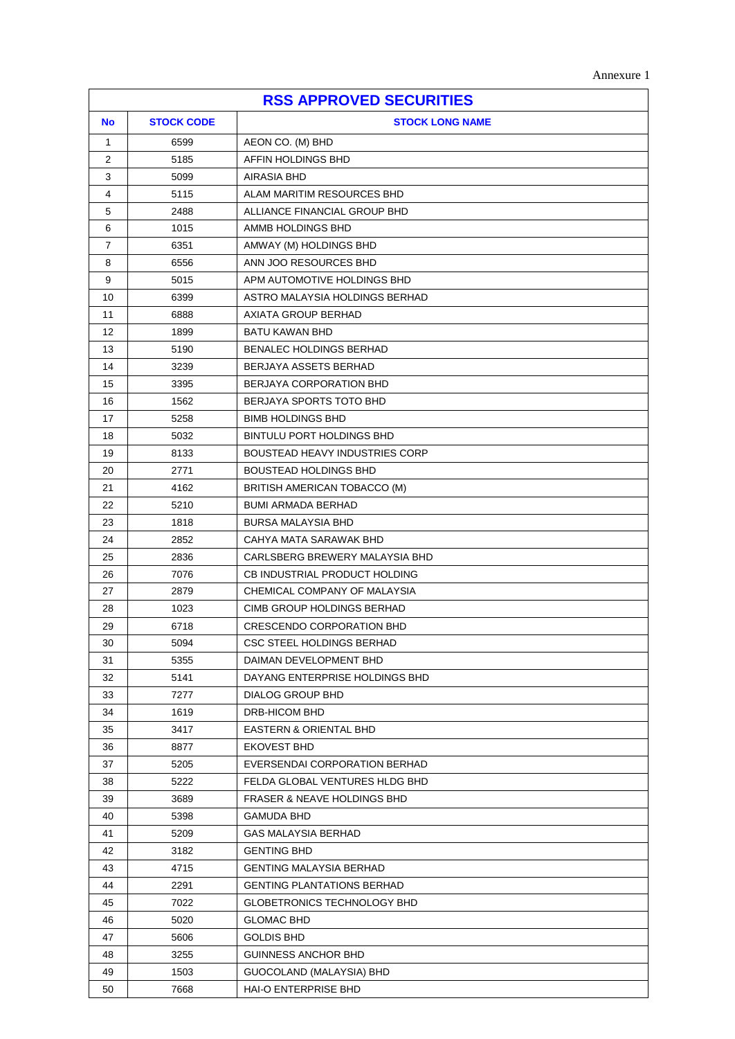Annexure 1

| RSS APPROVED SECURITIES | | |
|---|---|---|
| **No** | **STOCK CODE** | **STOCK LONG NAME** |
| 1 | 6599 | AEON CO. (M) BHD |
| 2 | 5185 | AFFIN HOLDINGS BHD |
| 3 | 5099 | AIRASIA BHD |
| 4 | 5115 | ALAM MARITIM RESOURCES BHD |
| 5 | 2488 | ALLIANCE FINANCIAL GROUP BHD |
| 6 | 1015 | AMMB HOLDINGS BHD |
| 7 | 6351 | AMWAY (M) HOLDINGS BHD |
| 8 | 6556 | ANN JOO RESOURCES BHD |
| 9 | 5015 | APM AUTOMOTIVE HOLDINGS BHD |
| 10 | 6399 | ASTRO MALAYSIA HOLDINGS BERHAD |
| 11 | 6888 | AXIATA GROUP BERHAD |
| 12 | 1899 | BATU KAWAN BHD |
| 13 | 5190 | BENALEC HOLDINGS BERHAD |
| 14 | 3239 | BERJAYA ASSETS BERHAD |
| 15 | 3395 | BERJAYA CORPORATION BHD |
| 16 | 1562 | BERJAYA SPORTS TOTO BHD |
| 17 | 5258 | BIMB HOLDINGS BHD |
| 18 | 5032 | BINTULU PORT HOLDINGS BHD |
| 19 | 8133 | BOUSTEAD HEAVY INDUSTRIES CORP |
| 20 | 2771 | BOUSTEAD HOLDINGS BHD |
| 21 | 4162 | BRITISH AMERICAN TOBACCO (M) |
| 22 | 5210 | BUMI ARMADA BERHAD |
| 23 | 1818 | BURSA MALAYSIA BHD |
| 24 | 2852 | CAHYA MATA SARAWAK BHD |
| 25 | 2836 | CARLSBERG BREWERY MALAYSIA BHD |
| 26 | 7076 | CB INDUSTRIAL PRODUCT HOLDING |
| 27 | 2879 | CHEMICAL COMPANY OF MALAYSIA |
| 28 | 1023 | CIMB GROUP HOLDINGS BERHAD |
| 29 | 6718 | CRESCENDO CORPORATION BHD |
| 30 | 5094 | CSC STEEL HOLDINGS BERHAD |
| 31 | 5355 | DAIMAN DEVELOPMENT BHD |
| 32 | 5141 | DAYANG ENTERPRISE HOLDINGS BHD |
| 33 | 7277 | DIALOG GROUP BHD |
| 34 | 1619 | DRB-HICOM BHD |
| 35 | 3417 | EASTERN & ORIENTAL BHD |
| 36 | 8877 | EKOVEST BHD |
| 37 | 5205 | EVERSENDAI CORPORATION BERHAD |
| 38 | 5222 | FELDA GLOBAL VENTURES HLDG BHD |
| 39 | 3689 | FRASER & NEAVE HOLDINGS BHD |
| 40 | 5398 | GAMUDA BHD |
| 41 | 5209 | GAS MALAYSIA BERHAD |
| 42 | 3182 | GENTING BHD |
| 43 | 4715 | GENTING MALAYSIA BERHAD |
| 44 | 2291 | GENTING PLANTATIONS BERHAD |
| 45 | 7022 | GLOBETRONICS TECHNOLOGY BHD |
| 46 | 5020 | GLOMAC BHD |
| 47 | 5606 | GOLDIS BHD |
| 48 | 3255 | GUINNESS ANCHOR BHD |
| 49 | 1503 | GUOCOLAND (MALAYSIA) BHD |
| 50 | 7668 | HAI-O ENTERPRISE BHD |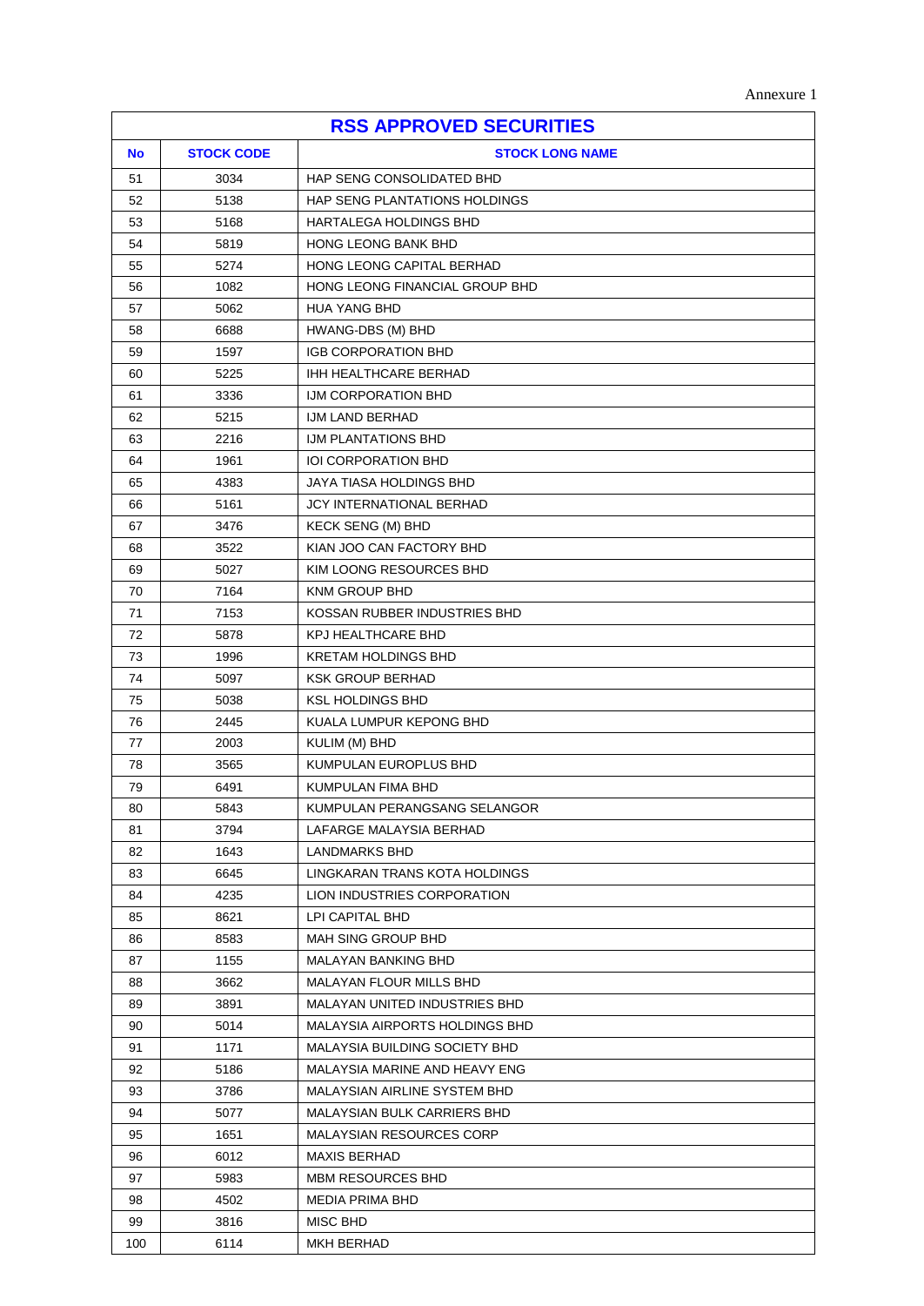Annexure 1

| RSS APPROVED SECURITIES | | |
|---|---|---|
| **No** | **STOCK CODE** | **STOCK LONG NAME** |
| 51 | 3034 | HAP SENG CONSOLIDATED BHD |
| 52 | 5138 | HAP SENG PLANTATIONS HOLDINGS |
| 53 | 5168 | HARTALEGA HOLDINGS BHD |
| 54 | 5819 | HONG LEONG BANK BHD |
| 55 | 5274 | HONG LEONG CAPITAL BERHAD |
| 56 | 1082 | HONG LEONG FINANCIAL GROUP BHD |
| 57 | 5062 | HUA YANG BHD |
| 58 | 6688 | HWANG-DBS (M) BHD |
| 59 | 1597 | IGB CORPORATION BHD |
| 60 | 5225 | IHH HEALTHCARE BERHAD |
| 61 | 3336 | IJM CORPORATION BHD |
| 62 | 5215 | IJM LAND BERHAD |
| 63 | 2216 | IJM PLANTATIONS BHD |
| 64 | 1961 | IOI CORPORATION BHD |
| 65 | 4383 | JAYA TIASA HOLDINGS BHD |
| 66 | 5161 | JCY INTERNATIONAL BERHAD |
| 67 | 3476 | KECK SENG (M) BHD |
| 68 | 3522 | KIAN JOO CAN FACTORY BHD |
| 69 | 5027 | KIM LOONG RESOURCES BHD |
| 70 | 7164 | KNM GROUP BHD |
| 71 | 7153 | KOSSAN RUBBER INDUSTRIES BHD |
| 72 | 5878 | KPJ HEALTHCARE BHD |
| 73 | 1996 | KRETAM HOLDINGS BHD |
| 74 | 5097 | KSK GROUP BERHAD |
| 75 | 5038 | KSL HOLDINGS BHD |
| 76 | 2445 | KUALA LUMPUR KEPONG BHD |
| 77 | 2003 | KULIM (M) BHD |
| 78 | 3565 | KUMPULAN EUROPLUS BHD |
| 79 | 6491 | KUMPULAN FIMA BHD |
| 80 | 5843 | KUMPULAN PERANGSANG SELANGOR |
| 81 | 3794 | LAFARGE MALAYSIA BERHAD |
| 82 | 1643 | LANDMARKS BHD |
| 83 | 6645 | LINGKARAN TRANS KOTA HOLDINGS |
| 84 | 4235 | LION INDUSTRIES CORPORATION |
| 85 | 8621 | LPI CAPITAL BHD |
| 86 | 8583 | MAH SING GROUP BHD |
| 87 | 1155 | MALAYAN BANKING BHD |
| 88 | 3662 | MALAYAN FLOUR MILLS BHD |
| 89 | 3891 | MALAYAN UNITED INDUSTRIES BHD |
| 90 | 5014 | MALAYSIA AIRPORTS HOLDINGS BHD |
| 91 | 1171 | MALAYSIA BUILDING SOCIETY BHD |
| 92 | 5186 | MALAYSIA MARINE AND HEAVY ENG |
| 93 | 3786 | MALAYSIAN AIRLINE SYSTEM BHD |
| 94 | 5077 | MALAYSIAN BULK CARRIERS BHD |
| 95 | 1651 | MALAYSIAN RESOURCES CORP |
| 96 | 6012 | MAXIS BERHAD |
| 97 | 5983 | MBM RESOURCES BHD |
| 98 | 4502 | MEDIA PRIMA BHD |
| 99 | 3816 | MISC BHD |
| 100 | 6114 | MKH BERHAD |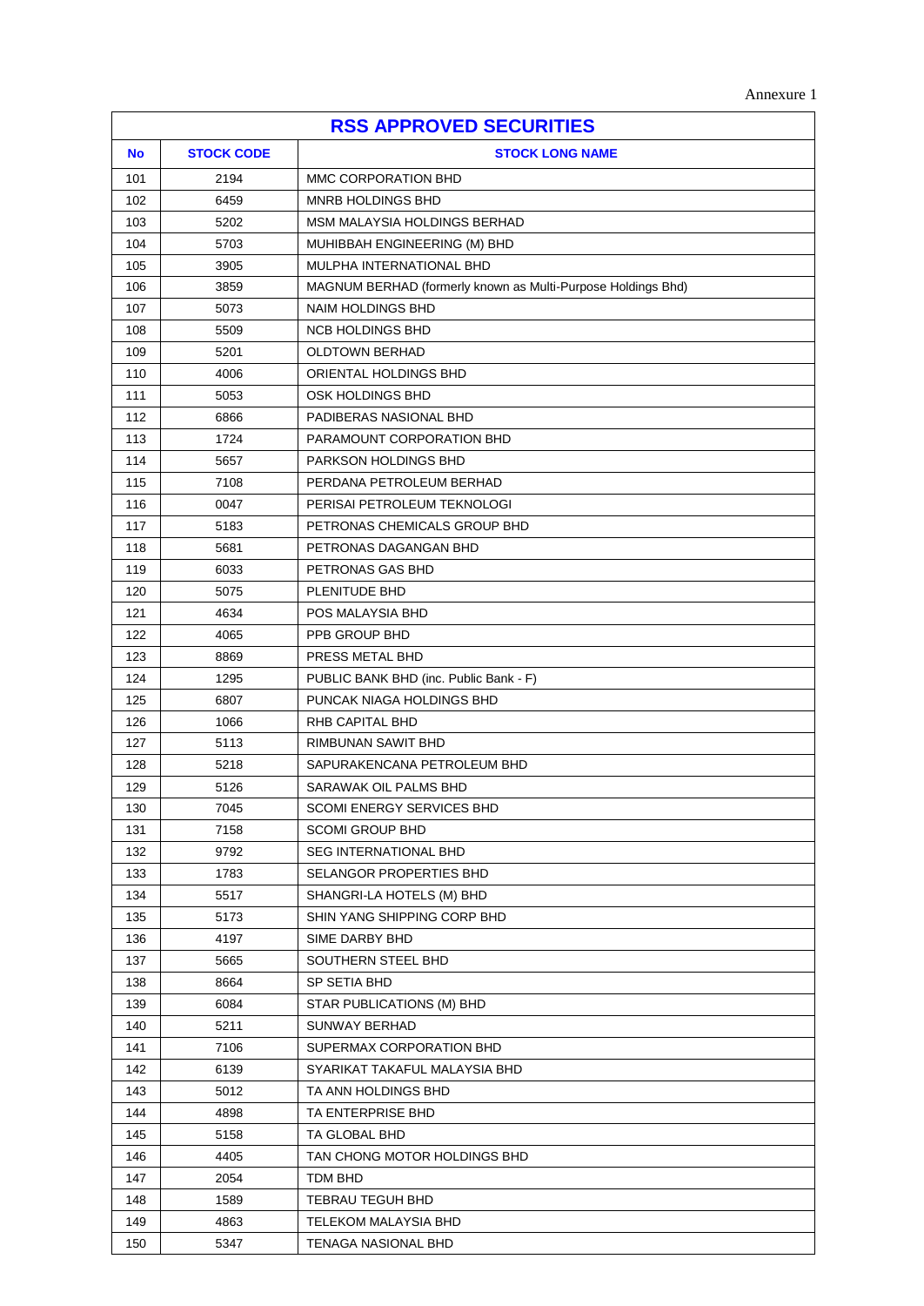Annexure 1

| RSS APPROVED SECURITIES | | |
|---|---|---|
| **No** | **STOCK CODE** | **STOCK LONG NAME** |
| 101 | 2194 | MMC CORPORATION BHD |
| 102 | 6459 | MNRB HOLDINGS BHD |
| 103 | 5202 | MSM MALAYSIA HOLDINGS BERHAD |
| 104 | 5703 | MUHIBBAH ENGINEERING (M) BHD |
| 105 | 3905 | MULPHA INTERNATIONAL BHD |
| 106 | 3859 | MAGNUM BERHAD (formerly known as Multi-Purpose Holdings Bhd) |
| 107 | 5073 | NAIM HOLDINGS BHD |
| 108 | 5509 | NCB HOLDINGS BHD |
| 109 | 5201 | OLDTOWN BERHAD |
| 110 | 4006 | ORIENTAL HOLDINGS BHD |
| 111 | 5053 | OSK HOLDINGS BHD |
| 112 | 6866 | PADIBERAS NASIONAL BHD |
| 113 | 1724 | PARAMOUNT CORPORATION BHD |
| 114 | 5657 | PARKSON HOLDINGS BHD |
| 115 | 7108 | PERDANA PETROLEUM BERHAD |
| 116 | 0047 | PERISAI PETROLEUM TEKNOLOGI |
| 117 | 5183 | PETRONAS CHEMICALS GROUP BHD |
| 118 | 5681 | PETRONAS DAGANGAN BHD |
| 119 | 6033 | PETRONAS GAS BHD |
| 120 | 5075 | PLENITUDE BHD |
| 121 | 4634 | POS MALAYSIA BHD |
| 122 | 4065 | PPB GROUP BHD |
| 123 | 8869 | PRESS METAL BHD |
| 124 | 1295 | PUBLIC BANK BHD (inc. Public Bank - F) |
| 125 | 6807 | PUNCAK NIAGA HOLDINGS BHD |
| 126 | 1066 | RHB CAPITAL BHD |
| 127 | 5113 | RIMBUNAN SAWIT BHD |
| 128 | 5218 | SAPURAKENCANA PETROLEUM BHD |
| 129 | 5126 | SARAWAK OIL PALMS BHD |
| 130 | 7045 | SCOMI ENERGY SERVICES BHD |
| 131 | 7158 | SCOMI GROUP BHD |
| 132 | 9792 | SEG INTERNATIONAL BHD |
| 133 | 1783 | SELANGOR PROPERTIES BHD |
| 134 | 5517 | SHANGRI-LA HOTELS (M) BHD |
| 135 | 5173 | SHIN YANG SHIPPING CORP BHD |
| 136 | 4197 | SIME DARBY BHD |
| 137 | 5665 | SOUTHERN STEEL BHD |
| 138 | 8664 | SP SETIA BHD |
| 139 | 6084 | STAR PUBLICATIONS (M) BHD |
| 140 | 5211 | SUNWAY BERHAD |
| 141 | 7106 | SUPERMAX CORPORATION BHD |
| 142 | 6139 | SYARIKAT TAKAFUL MALAYSIA BHD |
| 143 | 5012 | TA ANN HOLDINGS BHD |
| 144 | 4898 | TA ENTERPRISE BHD |
| 145 | 5158 | TA GLOBAL BHD |
| 146 | 4405 | TAN CHONG MOTOR HOLDINGS BHD |
| 147 | 2054 | TDM BHD |
| 148 | 1589 | TEBRAU TEGUH BHD |
| 149 | 4863 | TELEKOM MALAYSIA BHD |
| 150 | 5347 | TENAGA NASIONAL BHD |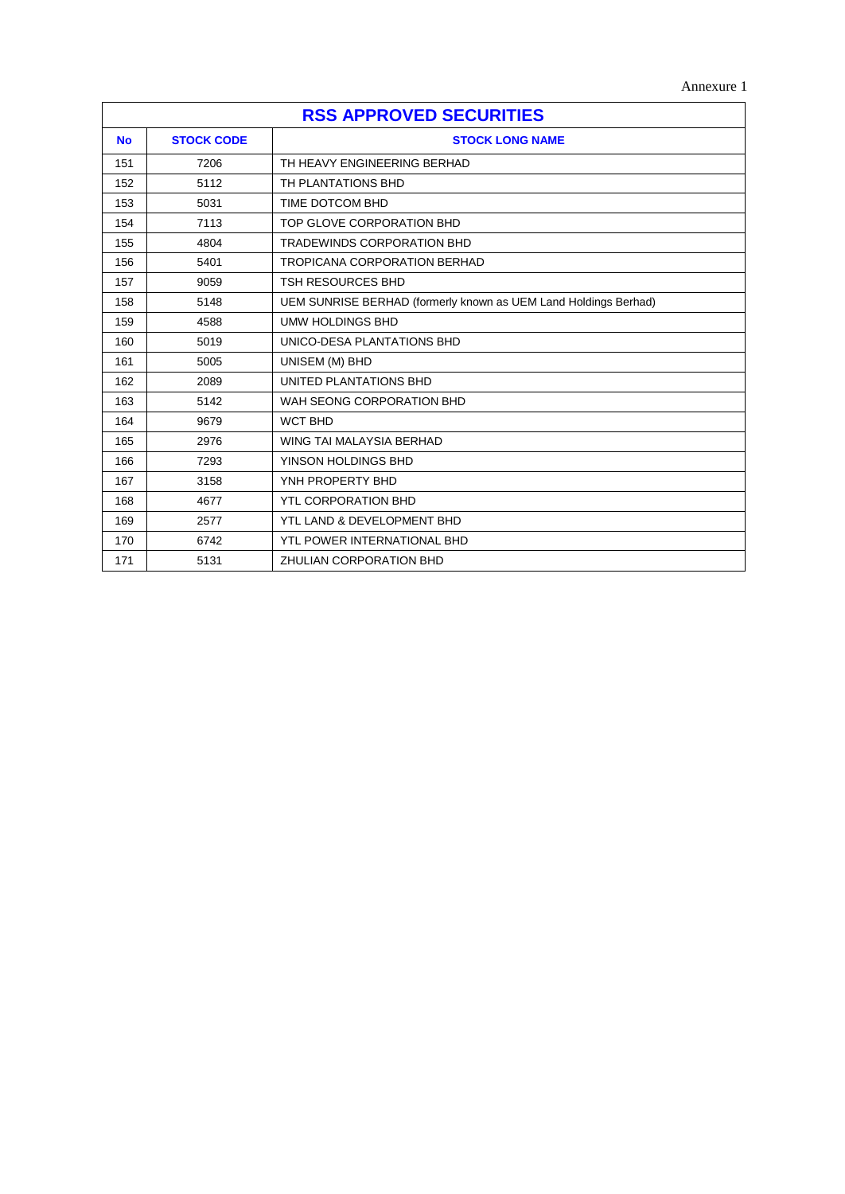Annexure 1

| RSS APPROVED SECURITIES | | |
|---|---|---|
| **No** | **STOCK CODE** | **STOCK LONG NAME** |
| 151 | 7206 | TH HEAVY ENGINEERING BERHAD |
| 152 | 5112 | TH PLANTATIONS BHD |
| 153 | 5031 | TIME DOTCOM BHD |
| 154 | 7113 | TOP GLOVE CORPORATION BHD |
| 155 | 4804 | TRADEWINDS CORPORATION BHD |
| 156 | 5401 | TROPICANA CORPORATION BERHAD |
| 157 | 9059 | TSH RESOURCES BHD |
| 158 | 5148 | UEM SUNRISE BERHAD (formerly known as UEM Land Holdings Berhad) |
| 159 | 4588 | UMW HOLDINGS BHD |
| 160 | 5019 | UNICO-DESA PLANTATIONS BHD |
| 161 | 5005 | UNISEM (M) BHD |
| 162 | 2089 | UNITED PLANTATIONS BHD |
| 163 | 5142 | WAH SEONG CORPORATION BHD |
| 164 | 9679 | WCT BHD |
| 165 | 2976 | WING TAI MALAYSIA BERHAD |
| 166 | 7293 | YINSON HOLDINGS BHD |
| 167 | 3158 | YNH PROPERTY BHD |
| 168 | 4677 | YTL CORPORATION BHD |
| 169 | 2577 | YTL LAND & DEVELOPMENT BHD |
| 170 | 6742 | YTL POWER INTERNATIONAL BHD |
| 171 | 5131 | ZHULIAN CORPORATION BHD |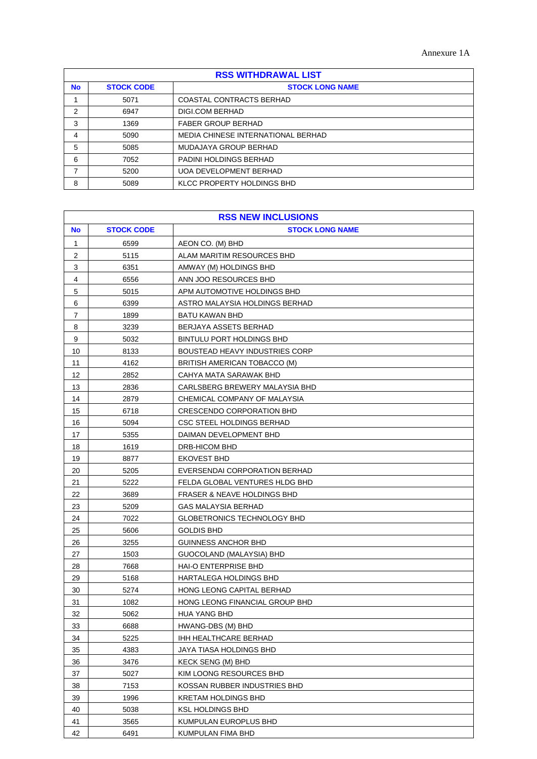Annexure 1A

| RSS WITHDRAWAL LIST | | |
|---|---|---|
| **No** | **STOCK CODE** | **STOCK LONG NAME** |
| 1 | 5071 | COASTAL CONTRACTS BERHAD |
| 2 | 6947 | DIGI.COM BERHAD |
| 3 | 1369 | FABER GROUP BERHAD |
| 4 | 5090 | MEDIA CHINESE INTERNATIONAL BERHAD |
| 5 | 5085 | MUDAJAYA GROUP BERHAD |
| 6 | 7052 | PADINI HOLDINGS BERHAD |
| 7 | 5200 | UOA DEVELOPMENT BERHAD |
| 8 | 5089 | KLCC PROPERTY HOLDINGS BHD |

| RSS NEW INCLUSIONS | | |
|---|---|---|
| **No** | **STOCK CODE** | **STOCK LONG NAME** |
| 1 | 6599 | AEON CO. (M) BHD |
| 2 | 5115 | ALAM MARITIM RESOURCES BHD |
| 3 | 6351 | AMWAY (M) HOLDINGS BHD |
| 4 | 6556 | ANN JOO RESOURCES BHD |
| 5 | 5015 | APM AUTOMOTIVE HOLDINGS BHD |
| 6 | 6399 | ASTRO MALAYSIA HOLDINGS BERHAD |
| 7 | 1899 | BATU KAWAN BHD |
| 8 | 3239 | BERJAYA ASSETS BERHAD |
| 9 | 5032 | BINTULU PORT HOLDINGS BHD |
| 10 | 8133 | BOUSTEAD HEAVY INDUSTRIES CORP |
| 11 | 4162 | BRITISH AMERICAN TOBACCO (M) |
| 12 | 2852 | CAHYA MATA SARAWAK BHD |
| 13 | 2836 | CARLSBERG BREWERY MALAYSIA BHD |
| 14 | 2879 | CHEMICAL COMPANY OF MALAYSIA |
| 15 | 6718 | CRESCENDO CORPORATION BHD |
| 16 | 5094 | CSC STEEL HOLDINGS BERHAD |
| 17 | 5355 | DAIMAN DEVELOPMENT BHD |
| 18 | 1619 | DRB-HICOM BHD |
| 19 | 8877 | EKOVEST BHD |
| 20 | 5205 | EVERSENDAI CORPORATION BERHAD |
| 21 | 5222 | FELDA GLOBAL VENTURES HLDG BHD |
| 22 | 3689 | FRASER & NEAVE HOLDINGS BHD |
| 23 | 5209 | GAS MALAYSIA BERHAD |
| 24 | 7022 | GLOBETRONICS TECHNOLOGY BHD |
| 25 | 5606 | GOLDIS BHD |
| 26 | 3255 | GUINNESS ANCHOR BHD |
| 27 | 1503 | GUOCOLAND (MALAYSIA) BHD |
| 28 | 7668 | HAI-O ENTERPRISE BHD |
| 29 | 5168 | HARTALEGA HOLDINGS BHD |
| 30 | 5274 | HONG LEONG CAPITAL BERHAD |
| 31 | 1082 | HONG LEONG FINANCIAL GROUP BHD |
| 32 | 5062 | HUA YANG BHD |
| 33 | 6688 | HWANG-DBS (M) BHD |
| 34 | 5225 | IHH HEALTHCARE BERHAD |
| 35 | 4383 | JAYA TIASA HOLDINGS BHD |
| 36 | 3476 | KECK SENG (M) BHD |
| 37 | 5027 | KIM LOONG RESOURCES BHD |
| 38 | 7153 | KOSSAN RUBBER INDUSTRIES BHD |
| 39 | 1996 | KRETAM HOLDINGS BHD |
| 40 | 5038 | KSL HOLDINGS BHD |
| 41 | 3565 | KUMPULAN EUROPLUS BHD |
| 42 | 6491 | KUMPULAN FIMA BHD |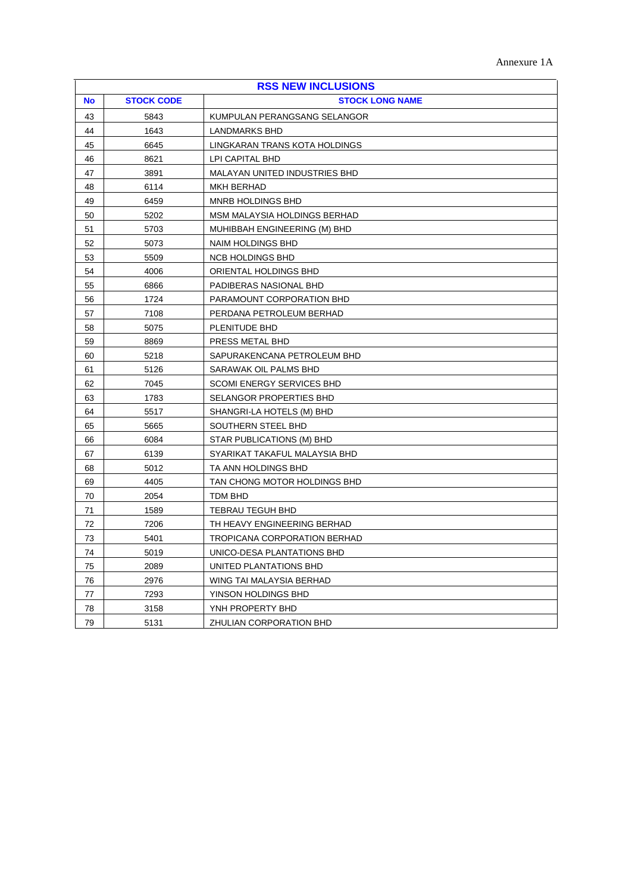Annexure 1A

| RSS NEW INCLUSIONS | | |
|---|---|---|
| **No** | **STOCK CODE** | **STOCK LONG NAME** |
| 43 | 5843 | KUMPULAN PERANGSANG SELANGOR |
| 44 | 1643 | LANDMARKS BHD |
| 45 | 6645 | LINGKARAN TRANS KOTA HOLDINGS |
| 46 | 8621 | LPI CAPITAL BHD |
| 47 | 3891 | MALAYAN UNITED INDUSTRIES BHD |
| 48 | 6114 | MKH BERHAD |
| 49 | 6459 | MNRB HOLDINGS BHD |
| 50 | 5202 | MSM MALAYSIA HOLDINGS BERHAD |
| 51 | 5703 | MUHIBBAH ENGINEERING (M) BHD |
| 52 | 5073 | NAIM HOLDINGS BHD |
| 53 | 5509 | NCB HOLDINGS BHD |
| 54 | 4006 | ORIENTAL HOLDINGS BHD |
| 55 | 6866 | PADIBERAS NASIONAL BHD |
| 56 | 1724 | PARAMOUNT CORPORATION BHD |
| 57 | 7108 | PERDANA PETROLEUM BERHAD |
| 58 | 5075 | PLENITUDE BHD |
| 59 | 8869 | PRESS METAL BHD |
| 60 | 5218 | SAPURAKENCANA PETROLEUM BHD |
| 61 | 5126 | SARAWAK OIL PALMS BHD |
| 62 | 7045 | SCOMI ENERGY SERVICES BHD |
| 63 | 1783 | SELANGOR PROPERTIES BHD |
| 64 | 5517 | SHANGRI-LA HOTELS (M) BHD |
| 65 | 5665 | SOUTHERN STEEL BHD |
| 66 | 6084 | STAR PUBLICATIONS (M) BHD |
| 67 | 6139 | SYARIKAT TAKAFUL MALAYSIA BHD |
| 68 | 5012 | TA ANN HOLDINGS BHD |
| 69 | 4405 | TAN CHONG MOTOR HOLDINGS BHD |
| 70 | 2054 | TDM BHD |
| 71 | 1589 | TEBRAU TEGUH BHD |
| 72 | 7206 | TH HEAVY ENGINEERING BERHAD |
| 73 | 5401 | TROPICANA CORPORATION BERHAD |
| 74 | 5019 | UNICO-DESA PLANTATIONS BHD |
| 75 | 2089 | UNITED PLANTATIONS BHD |
| 76 | 2976 | WING TAI MALAYSIA BERHAD |
| 77 | 7293 | YINSON HOLDINGS BHD |
| 78 | 3158 | YNH PROPERTY BHD |
| 79 | 5131 | ZHULIAN CORPORATION BHD |